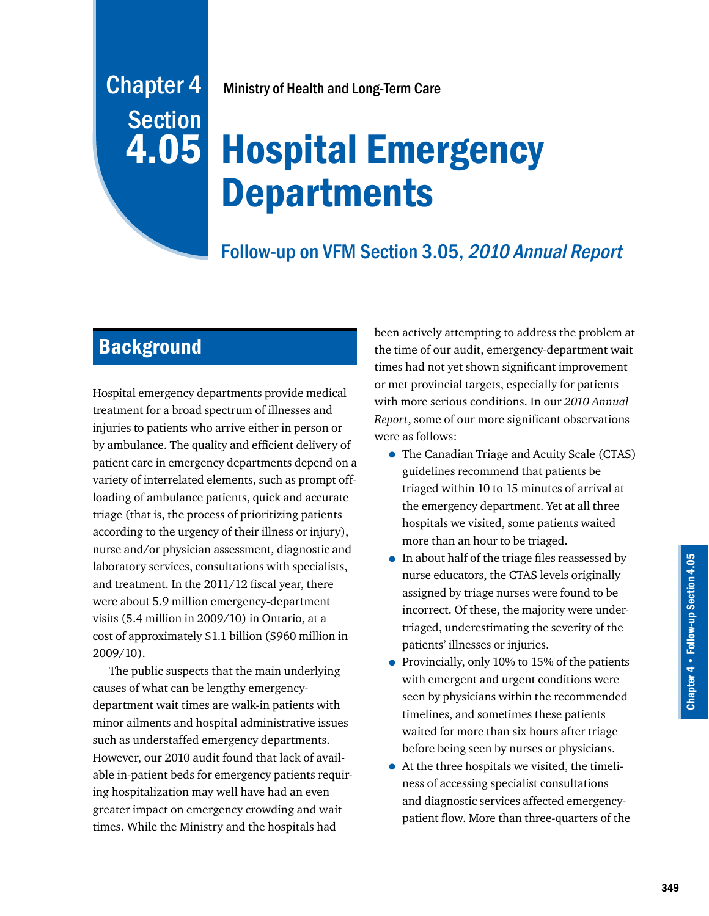Chapter 4
Section
4.05

Ministry of Health and Long-Term Care

# Hospital Emergency Departments

Follow-up on VFM Section 3.05, *2010 Annual Report*

## Background

Hospital emergency departments provide medical treatment for a broad spectrum of illnesses and injuries to patients who arrive either in person or by ambulance. The quality and efficient delivery of patient care in emergency departments depend on a variety of interrelated elements, such as prompt off-loading of ambulance patients, quick and accurate triage (that is, the process of prioritizing patients according to the urgency of their illness or injury), nurse and/or physician assessment, diagnostic and laboratory services, consultations with specialists, and treatment. In the 2011/12 fiscal year, there were about 5.9 million emergency-department visits (5.4 million in 2009/10) in Ontario, at a cost of approximately $1.1 billion ($960 million in 2009/10).

The public suspects that the main underlying causes of what can be lengthy emergency-department wait times are walk-in patients with minor ailments and hospital administrative issues such as understaffed emergency departments. However, our 2010 audit found that lack of available in-patient beds for emergency patients requiring hospitalization may well have had an even greater impact on emergency crowding and wait times. While the Ministry and the hospitals had been actively attempting to address the problem at the time of our audit, emergency-department wait times had not yet shown significant improvement or met provincial targets, especially for patients with more serious conditions. In our *2010 Annual Report*, some of our more significant observations were as follows:

- The Canadian Triage and Acuity Scale (CTAS) guidelines recommend that patients be triaged within 10 to 15 minutes of arrival at the emergency department. Yet at all three hospitals we visited, some patients waited more than an hour to be triaged.
- In about half of the triage files reassessed by nurse educators, the CTAS levels originally assigned by triage nurses were found to be incorrect. Of these, the majority were under-triaged, underestimating the severity of the patients' illnesses or injuries.
- Provincially, only 10% to 15% of the patients with emergent and urgent conditions were seen by physicians within the recommended timelines, and sometimes these patients waited for more than six hours after triage before being seen by nurses or physicians.
- At the three hospitals we visited, the timeliness of accessing specialist consultations and diagnostic services affected emergency-patient flow. More than three-quarters of the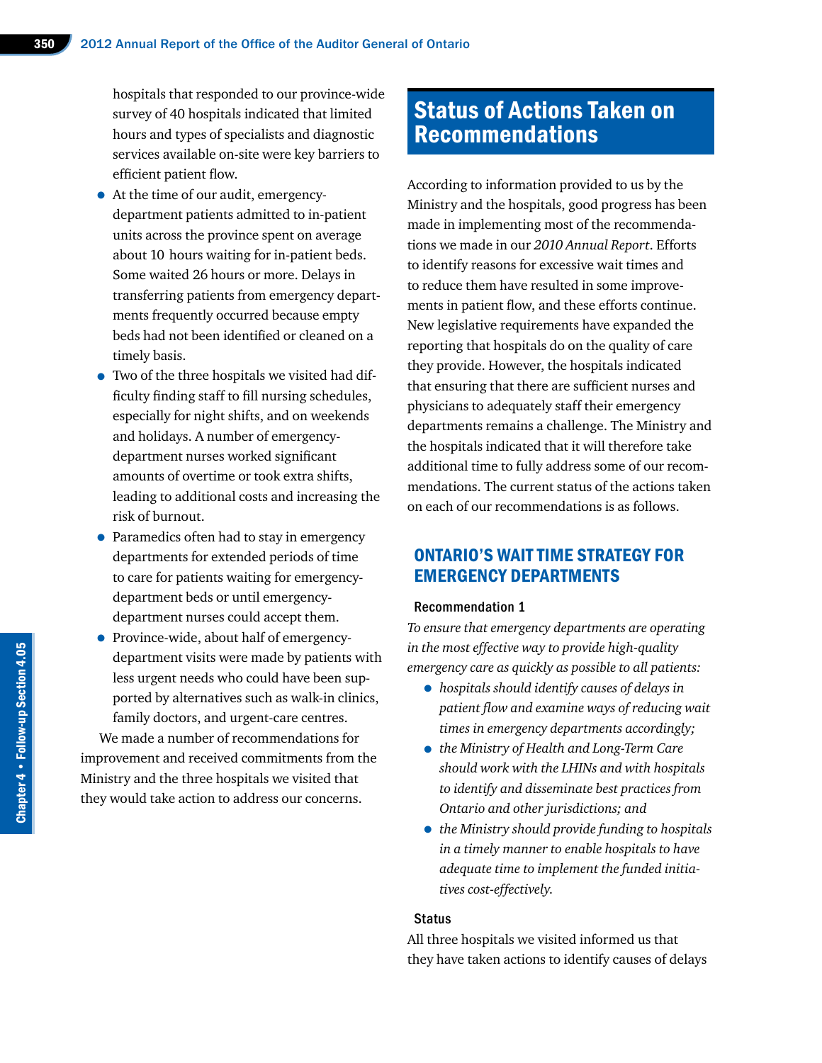hospitals that responded to our province-wide survey of 40 hospitals indicated that limited hours and types of specialists and diagnostic services available on-site were key barriers to efficient patient flow.

- At the time of our audit, emergency-department patients admitted to in-patient units across the province spent on average about 10 hours waiting for in-patient beds. Some waited 26 hours or more. Delays in transferring patients from emergency departments frequently occurred because empty beds had not been identified or cleaned on a timely basis.
- Two of the three hospitals we visited had difficulty finding staff to fill nursing schedules, especially for night shifts, and on weekends and holidays. A number of emergency-department nurses worked significant amounts of overtime or took extra shifts, leading to additional costs and increasing the risk of burnout.
- Paramedics often had to stay in emergency departments for extended periods of time to care for patients waiting for emergency-department beds or until emergency-department nurses could accept them.
- Province-wide, about half of emergency-department visits were made by patients with less urgent needs who could have been supported by alternatives such as walk-in clinics, family doctors, and urgent-care centres.

We made a number of recommendations for improvement and received commitments from the Ministry and the three hospitals we visited that they would take action to address our concerns.

# Status of Actions Taken on Recommendations

According to information provided to us by the Ministry and the hospitals, good progress has been made in implementing most of the recommendations we made in our *2010 Annual Report*. Efforts to identify reasons for excessive wait times and to reduce them have resulted in some improvements in patient flow, and these efforts continue. New legislative requirements have expanded the reporting that hospitals do on the quality of care they provide. However, the hospitals indicated that ensuring that there are sufficient nurses and physicians to adequately staff their emergency departments remains a challenge. The Ministry and the hospitals indicated that it will therefore take additional time to fully address some of our recommendations. The current status of the actions taken on each of our recommendations is as follows.

## ONTARIO'S WAIT TIME STRATEGY FOR EMERGENCY DEPARTMENTS

### Recommendation 1

*To ensure that emergency departments are operating in the most effective way to provide high-quality emergency care as quickly as possible to all patients:*

- *hospitals should identify causes of delays in patient flow and examine ways of reducing wait times in emergency departments accordingly;*
- *the Ministry of Health and Long-Term Care should work with the LHINs and with hospitals to identify and disseminate best practices from Ontario and other jurisdictions; and*
- *the Ministry should provide funding to hospitals in a timely manner to enable hospitals to have adequate time to implement the funded initiatives cost-effectively.*

### Status

All three hospitals we visited informed us that they have taken actions to identify causes of delays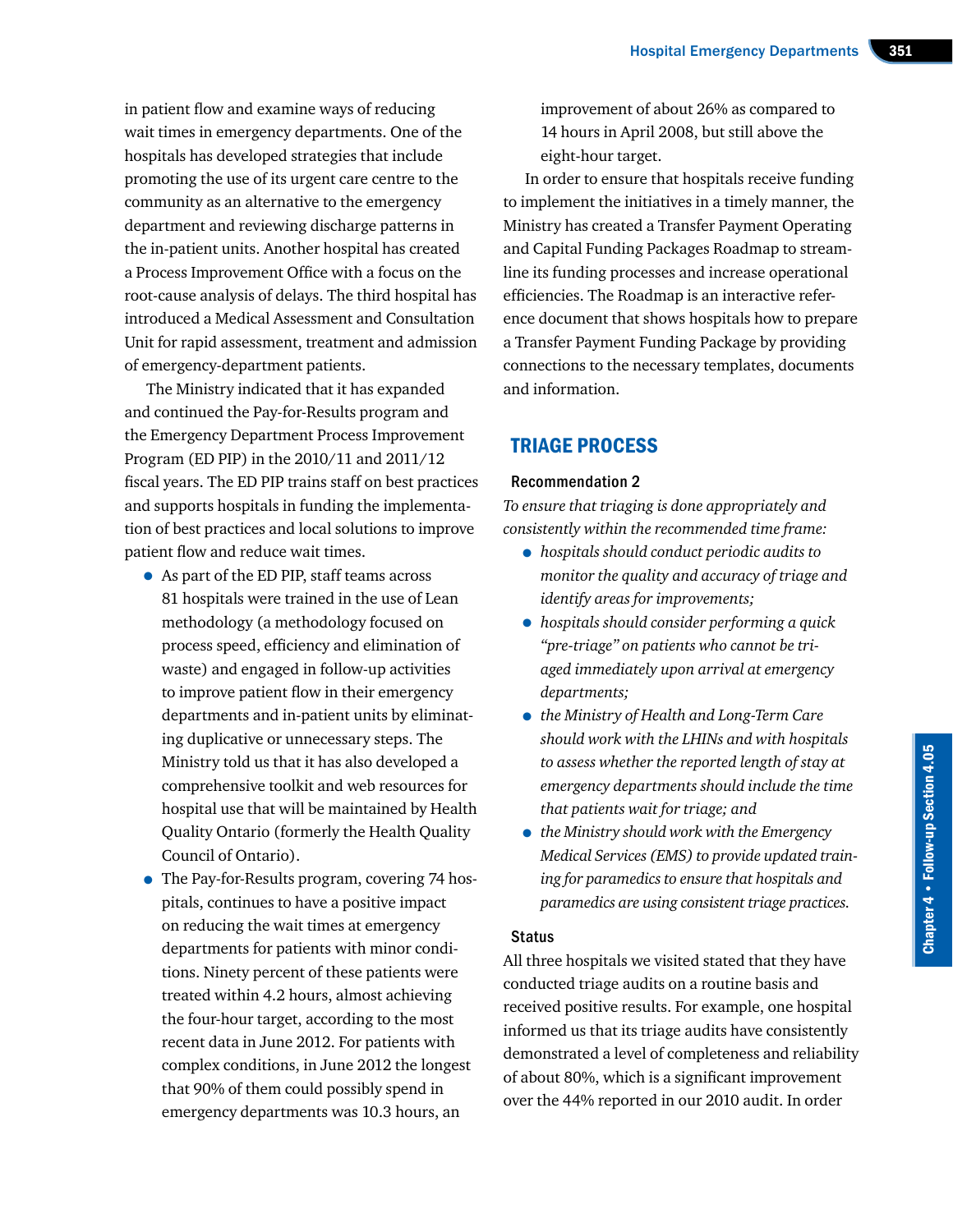in patient flow and examine ways of reducing wait times in emergency departments. One of the hospitals has developed strategies that include promoting the use of its urgent care centre to the community as an alternative to the emergency department and reviewing discharge patterns in the in-patient units. Another hospital has created a Process Improvement Office with a focus on the root-cause analysis of delays. The third hospital has introduced a Medical Assessment and Consultation Unit for rapid assessment, treatment and admission of emergency-department patients.

The Ministry indicated that it has expanded and continued the Pay-for-Results program and the Emergency Department Process Improvement Program (ED PIP) in the 2010/11 and 2011/12 fiscal years. The ED PIP trains staff on best practices and supports hospitals in funding the implementation of best practices and local solutions to improve patient flow and reduce wait times.

- As part of the ED PIP, staff teams across 81 hospitals were trained in the use of Lean methodology (a methodology focused on process speed, efficiency and elimination of waste) and engaged in follow-up activities to improve patient flow in their emergency departments and in-patient units by eliminating duplicative or unnecessary steps. The Ministry told us that it has also developed a comprehensive toolkit and web resources for hospital use that will be maintained by Health Quality Ontario (formerly the Health Quality Council of Ontario).
- The Pay-for-Results program, covering 74 hospitals, continues to have a positive impact on reducing the wait times at emergency departments for patients with minor conditions. Ninety percent of these patients were treated within 4.2 hours, almost achieving the four-hour target, according to the most recent data in June 2012. For patients with complex conditions, in June 2012 the longest that 90% of them could possibly spend in emergency departments was 10.3 hours, an improvement of about 26% as compared to 14 hours in April 2008, but still above the eight-hour target.

In order to ensure that hospitals receive funding to implement the initiatives in a timely manner, the Ministry has created a Transfer Payment Operating and Capital Funding Packages Roadmap to streamline its funding processes and increase operational efficiencies. The Roadmap is an interactive reference document that shows hospitals how to prepare a Transfer Payment Funding Package by providing connections to the necessary templates, documents and information.

## TRIAGE PROCESS

### Recommendation 2

*To ensure that triaging is done appropriately and consistently within the recommended time frame:*

- *hospitals should conduct periodic audits to monitor the quality and accuracy of triage and identify areas for improvements;*
- *hospitals should consider performing a quick "pre-triage" on patients who cannot be triaged immediately upon arrival at emergency departments;*
- *the Ministry of Health and Long-Term Care should work with the LHINs and with hospitals to assess whether the reported length of stay at emergency departments should include the time that patients wait for triage; and*
- *the Ministry should work with the Emergency Medical Services (EMS) to provide updated training for paramedics to ensure that hospitals and paramedics are using consistent triage practices.*

### Status

All three hospitals we visited stated that they have conducted triage audits on a routine basis and received positive results. For example, one hospital informed us that its triage audits have consistently demonstrated a level of completeness and reliability of about 80%, which is a significant improvement over the 44% reported in our 2010 audit. In order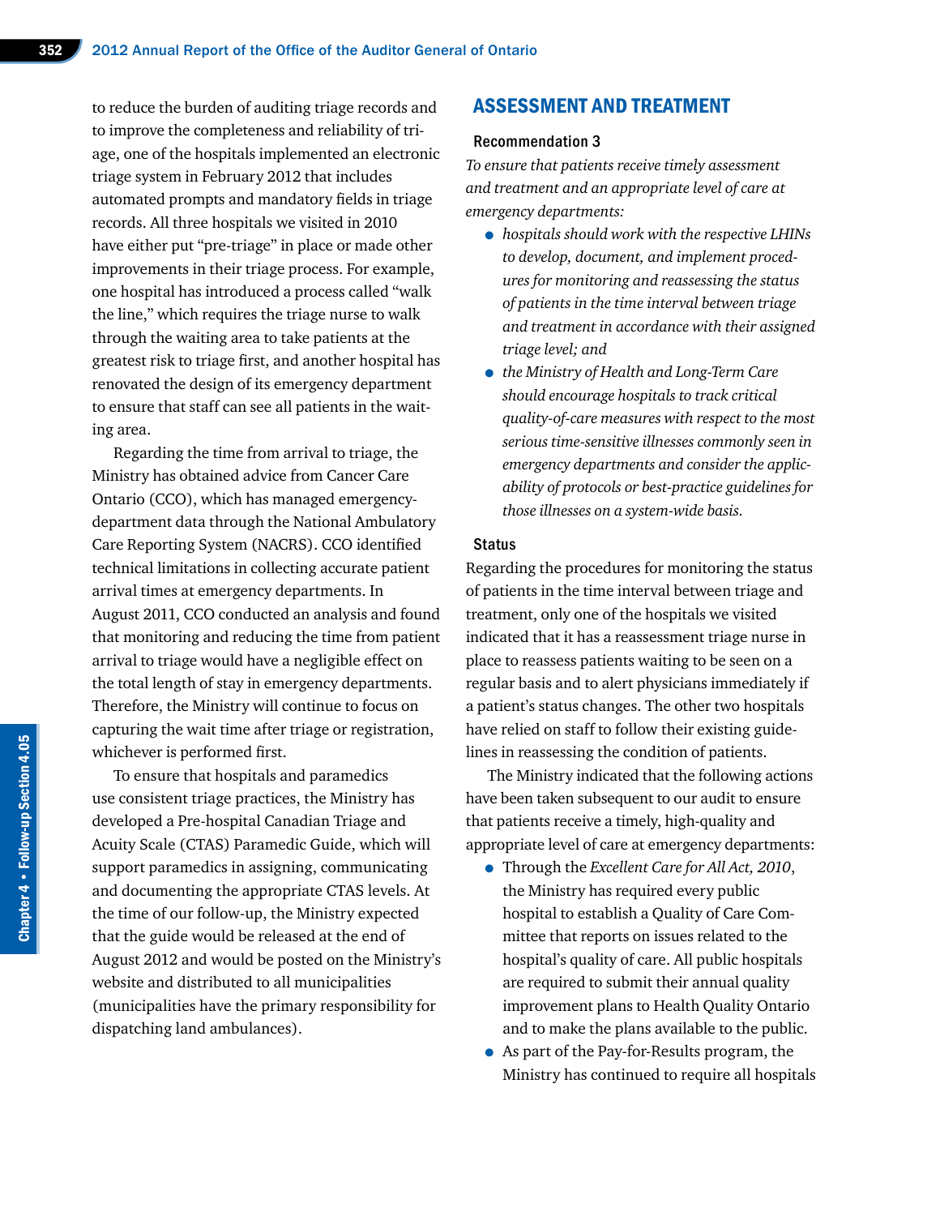to reduce the burden of auditing triage records and to improve the completeness and reliability of triage, one of the hospitals implemented an electronic triage system in February 2012 that includes automated prompts and mandatory fields in triage records. All three hospitals we visited in 2010 have either put "pre-triage" in place or made other improvements in their triage process. For example, one hospital has introduced a process called "walk the line," which requires the triage nurse to walk through the waiting area to take patients at the greatest risk to triage first, and another hospital has renovated the design of its emergency department to ensure that staff can see all patients in the waiting area.

Regarding the time from arrival to triage, the Ministry has obtained advice from Cancer Care Ontario (CCO), which has managed emergency-department data through the National Ambulatory Care Reporting System (NACRS). CCO identified technical limitations in collecting accurate patient arrival times at emergency departments. In August 2011, CCO conducted an analysis and found that monitoring and reducing the time from patient arrival to triage would have a negligible effect on the total length of stay in emergency departments. Therefore, the Ministry will continue to focus on capturing the wait time after triage or registration, whichever is performed first.

To ensure that hospitals and paramedics use consistent triage practices, the Ministry has developed a Pre-hospital Canadian Triage and Acuity Scale (CTAS) Paramedic Guide, which will support paramedics in assigning, communicating and documenting the appropriate CTAS levels. At the time of our follow-up, the Ministry expected that the guide would be released at the end of August 2012 and would be posted on the Ministry's website and distributed to all municipalities (municipalities have the primary responsibility for dispatching land ambulances).

## ASSESSMENT AND TREATMENT

### Recommendation 3

*To ensure that patients receive timely assessment and treatment and an appropriate level of care at emergency departments:*

- *hospitals should work with the respective LHINs to develop, document, and implement procedures for monitoring and reassessing the status of patients in the time interval between triage and treatment in accordance with their assigned triage level; and*
- *the Ministry of Health and Long-Term Care should encourage hospitals to track critical quality-of-care measures with respect to the most serious time-sensitive illnesses commonly seen in emergency departments and consider the applicability of protocols or best-practice guidelines for those illnesses on a system-wide basis.*

### Status

Regarding the procedures for monitoring the status of patients in the time interval between triage and treatment, only one of the hospitals we visited indicated that it has a reassessment triage nurse in place to reassess patients waiting to be seen on a regular basis and to alert physicians immediately if a patient's status changes. The other two hospitals have relied on staff to follow their existing guidelines in reassessing the condition of patients.

The Ministry indicated that the following actions have been taken subsequent to our audit to ensure that patients receive a timely, high-quality and appropriate level of care at emergency departments:

- Through the *Excellent Care for All Act, 2010*, the Ministry has required every public hospital to establish a Quality of Care Committee that reports on issues related to the hospital's quality of care. All public hospitals are required to submit their annual quality improvement plans to Health Quality Ontario and to make the plans available to the public.
- As part of the Pay-for-Results program, the Ministry has continued to require all hospitals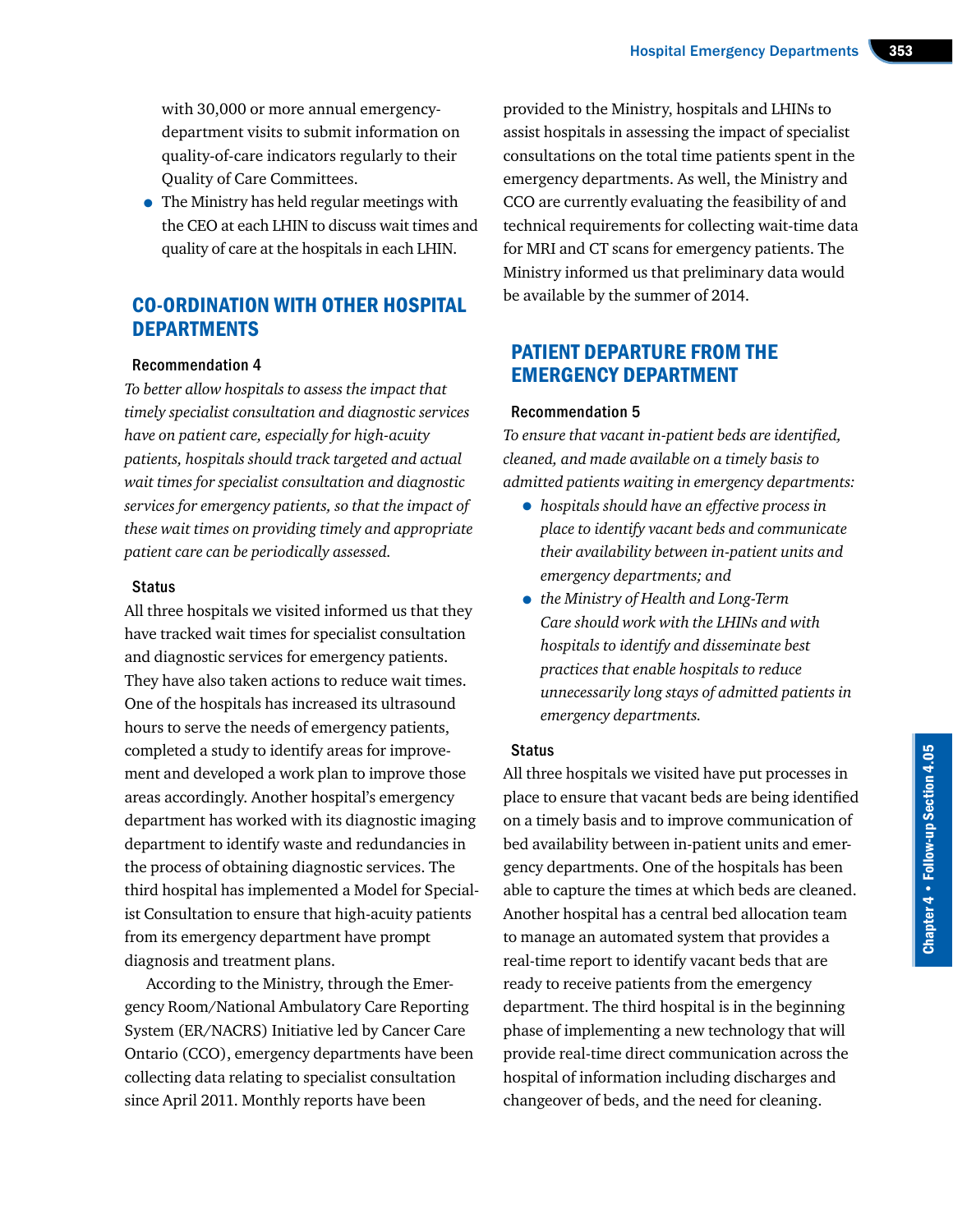with 30,000 or more annual emergency-department visits to submit information on quality-of-care indicators regularly to their Quality of Care Committees.

- The Ministry has held regular meetings with the CEO at each LHIN to discuss wait times and quality of care at the hospitals in each LHIN.

## CO-ORDINATION WITH OTHER HOSPITAL DEPARTMENTS

### Recommendation 4

*To better allow hospitals to assess the impact that timely specialist consultation and diagnostic services have on patient care, especially for high-acuity patients, hospitals should track targeted and actual wait times for specialist consultation and diagnostic services for emergency patients, so that the impact of these wait times on providing timely and appropriate patient care can be periodically assessed.*

### Status

All three hospitals we visited informed us that they have tracked wait times for specialist consultation and diagnostic services for emergency patients. They have also taken actions to reduce wait times. One of the hospitals has increased its ultrasound hours to serve the needs of emergency patients, completed a study to identify areas for improvement and developed a work plan to improve those areas accordingly. Another hospital's emergency department has worked with its diagnostic imaging department to identify waste and redundancies in the process of obtaining diagnostic services. The third hospital has implemented a Model for Specialist Consultation to ensure that high-acuity patients from its emergency department have prompt diagnosis and treatment plans.

According to the Ministry, through the Emergency Room/National Ambulatory Care Reporting System (ER/NACRS) Initiative led by Cancer Care Ontario (CCO), emergency departments have been collecting data relating to specialist consultation since April 2011. Monthly reports have been provided to the Ministry, hospitals and LHINs to assist hospitals in assessing the impact of specialist consultations on the total time patients spent in the emergency departments. As well, the Ministry and CCO are currently evaluating the feasibility of and technical requirements for collecting wait-time data for MRI and CT scans for emergency patients. The Ministry informed us that preliminary data would be available by the summer of 2014.

## PATIENT DEPARTURE FROM THE EMERGENCY DEPARTMENT

### Recommendation 5

*To ensure that vacant in-patient beds are identified, cleaned, and made available on a timely basis to admitted patients waiting in emergency departments:*

- *hospitals should have an effective process in place to identify vacant beds and communicate their availability between in-patient units and emergency departments; and*
- *the Ministry of Health and Long-Term Care should work with the LHINs and with hospitals to identify and disseminate best practices that enable hospitals to reduce unnecessarily long stays of admitted patients in emergency departments.*

### Status

All three hospitals we visited have put processes in place to ensure that vacant beds are being identified on a timely basis and to improve communication of bed availability between in-patient units and emergency departments. One of the hospitals has been able to capture the times at which beds are cleaned. Another hospital has a central bed allocation team to manage an automated system that provides a real-time report to identify vacant beds that are ready to receive patients from the emergency department. The third hospital is in the beginning phase of implementing a new technology that will provide real-time direct communication across the hospital of information including discharges and changeover of beds, and the need for cleaning.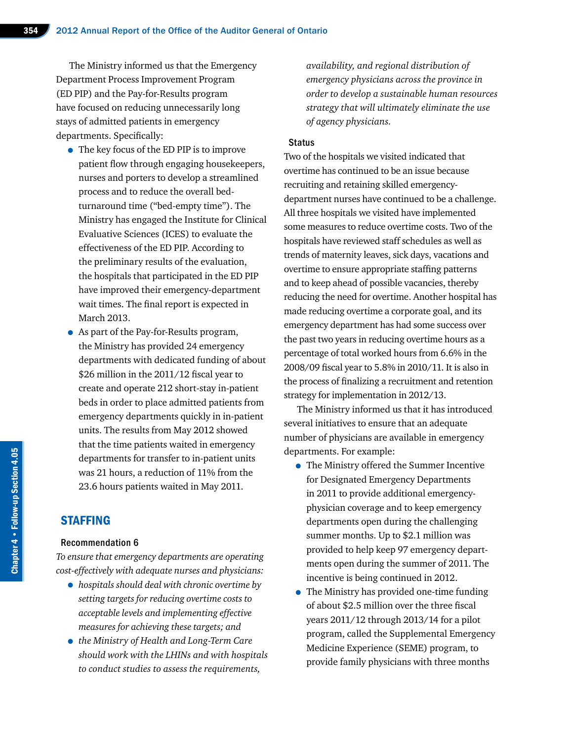The Ministry informed us that the Emergency Department Process Improvement Program (ED PIP) and the Pay-for-Results program have focused on reducing unnecessarily long stays of admitted patients in emergency departments. Specifically:

- The key focus of the ED PIP is to improve patient flow through engaging housekeepers, nurses and porters to develop a streamlined process and to reduce the overall bed-turnaround time ("bed-empty time"). The Ministry has engaged the Institute for Clinical Evaluative Sciences (ICES) to evaluate the effectiveness of the ED PIP. According to the preliminary results of the evaluation, the hospitals that participated in the ED PIP have improved their emergency-department wait times. The final report is expected in March 2013.
- As part of the Pay-for-Results program, the Ministry has provided 24 emergency departments with dedicated funding of about $26 million in the 2011/12 fiscal year to create and operate 212 short-stay in-patient beds in order to place admitted patients from emergency departments quickly in in-patient units. The results from May 2012 showed that the time patients waited in emergency departments for transfer to in-patient units was 21 hours, a reduction of 11% from the 23.6 hours patients waited in May 2011.

## STAFFING

### Recommendation 6

*To ensure that emergency departments are operating cost-effectively with adequate nurses and physicians:*

- *hospitals should deal with chronic overtime by setting targets for reducing overtime costs to acceptable levels and implementing effective measures for achieving these targets; and*
- *the Ministry of Health and Long-Term Care should work with the LHINs and with hospitals to conduct studies to assess the requirements, availability, and regional distribution of emergency physicians across the province in order to develop a sustainable human resources strategy that will ultimately eliminate the use of agency physicians.*

### Status

Two of the hospitals we visited indicated that overtime has continued to be an issue because recruiting and retaining skilled emergency-department nurses have continued to be a challenge. All three hospitals we visited have implemented some measures to reduce overtime costs. Two of the hospitals have reviewed staff schedules as well as trends of maternity leaves, sick days, vacations and overtime to ensure appropriate staffing patterns and to keep ahead of possible vacancies, thereby reducing the need for overtime. Another hospital has made reducing overtime a corporate goal, and its emergency department has had some success over the past two years in reducing overtime hours as a percentage of total worked hours from 6.6% in the 2008/09 fiscal year to 5.8% in 2010/11. It is also in the process of finalizing a recruitment and retention strategy for implementation in 2012/13.

The Ministry informed us that it has introduced several initiatives to ensure that an adequate number of physicians are available in emergency departments. For example:

- The Ministry offered the Summer Incentive for Designated Emergency Departments in 2011 to provide additional emergency-physician coverage and to keep emergency departments open during the challenging summer months. Up to $2.1 million was provided to help keep 97 emergency departments open during the summer of 2011. The incentive is being continued in 2012.
- The Ministry has provided one-time funding of about $2.5 million over the three fiscal years 2011/12 through 2013/14 for a pilot program, called the Supplemental Emergency Medicine Experience (SEME) program, to provide family physicians with three months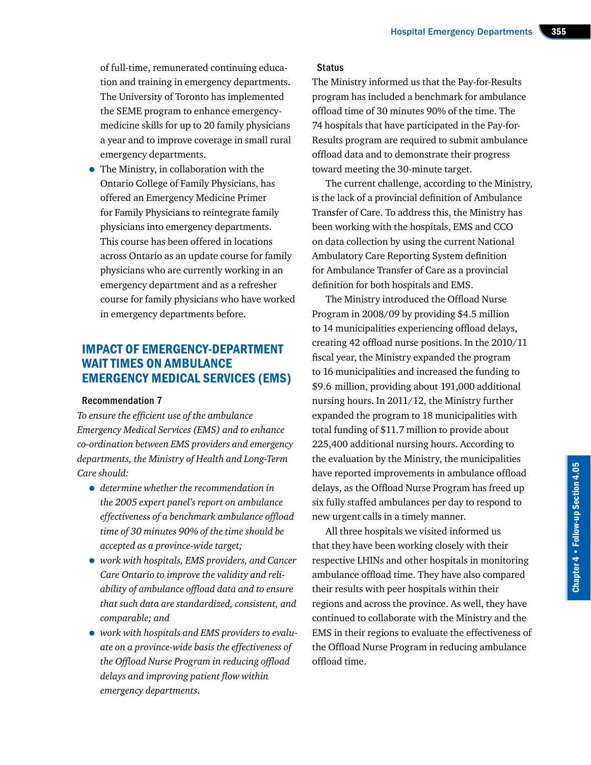of full-time, remunerated continuing education and training in emergency departments. The University of Toronto has implemented the SEME program to enhance emergency-medicine skills for up to 20 family physicians a year and to improve coverage in small rural emergency departments.

- The Ministry, in collaboration with the Ontario College of Family Physicians, has offered an Emergency Medicine Primer for Family Physicians to reintegrate family physicians into emergency departments. This course has been offered in locations across Ontario as an update course for family physicians who are currently working in an emergency department and as a refresher course for family physicians who have worked in emergency departments before.

## IMPACT OF EMERGENCY-DEPARTMENT WAIT TIMES ON AMBULANCE EMERGENCY MEDICAL SERVICES (EMS)

### Recommendation 7

*To ensure the efficient use of the ambulance Emergency Medical Services (EMS) and to enhance co-ordination between EMS providers and emergency departments, the Ministry of Health and Long-Term Care should:*

- *determine whether the recommendation in the 2005 expert panel's report on ambulance effectiveness of a benchmark ambulance offload time of 30 minutes 90% of the time should be accepted as a province-wide target;*
- *work with hospitals, EMS providers, and Cancer Care Ontario to improve the validity and reliability of ambulance offload data and to ensure that such data are standardized, consistent, and comparable; and*
- *work with hospitals and EMS providers to evaluate on a province-wide basis the effectiveness of the Offload Nurse Program in reducing offload delays and improving patient flow within emergency departments.*

### Status

The Ministry informed us that the Pay-for-Results program has included a benchmark for ambulance offload time of 30 minutes 90% of the time. The 74 hospitals that have participated in the Pay-for-Results program are required to submit ambulance offload data and to demonstrate their progress toward meeting the 30-minute target.

The current challenge, according to the Ministry, is the lack of a provincial definition of Ambulance Transfer of Care. To address this, the Ministry has been working with the hospitals, EMS and CCO on data collection by using the current National Ambulatory Care Reporting System definition for Ambulance Transfer of Care as a provincial definition for both hospitals and EMS.

The Ministry introduced the Offload Nurse Program in 2008/09 by providing $4.5 million to 14 municipalities experiencing offload delays, creating 42 offload nurse positions. In the 2010/11 fiscal year, the Ministry expanded the program to 16 municipalities and increased the funding to $9.6 million, providing about 191,000 additional nursing hours. In 2011/12, the Ministry further expanded the program to 18 municipalities with total funding of $11.7 million to provide about 225,400 additional nursing hours. According to the evaluation by the Ministry, the municipalities have reported improvements in ambulance offload delays, as the Offload Nurse Program has freed up six fully staffed ambulances per day to respond to new urgent calls in a timely manner.

All three hospitals we visited informed us that they have been working closely with their respective LHINs and other hospitals in monitoring ambulance offload time. They have also compared their results with peer hospitals within their regions and across the province. As well, they have continued to collaborate with the Ministry and the EMS in their regions to evaluate the effectiveness of the Offload Nurse Program in reducing ambulance offload time.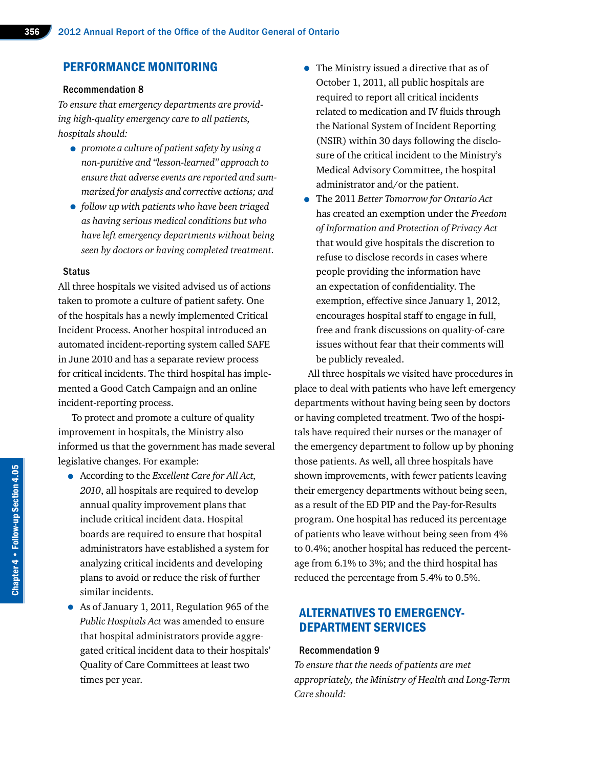## PERFORMANCE MONITORING

### Recommendation 8

*To ensure that emergency departments are providing high-quality emergency care to all patients, hospitals should:*

- *promote a culture of patient safety by using a non-punitive and "lesson-learned" approach to ensure that adverse events are reported and summarized for analysis and corrective actions; and*
- *follow up with patients who have been triaged as having serious medical conditions but who have left emergency departments without being seen by doctors or having completed treatment.*

### Status

All three hospitals we visited advised us of actions taken to promote a culture of patient safety. One of the hospitals has a newly implemented Critical Incident Process. Another hospital introduced an automated incident-reporting system called SAFE in June 2010 and has a separate review process for critical incidents. The third hospital has implemented a Good Catch Campaign and an online incident-reporting process.

To protect and promote a culture of quality improvement in hospitals, the Ministry also informed us that the government has made several legislative changes. For example:

- According to the *Excellent Care for All Act, 2010*, all hospitals are required to develop annual quality improvement plans that include critical incident data. Hospital boards are required to ensure that hospital administrators have established a system for analyzing critical incidents and developing plans to avoid or reduce the risk of further similar incidents.
- As of January 1, 2011, Regulation 965 of the *Public Hospitals Act* was amended to ensure that hospital administrators provide aggregated critical incident data to their hospitals' Quality of Care Committees at least two times per year.
- The Ministry issued a directive that as of October 1, 2011, all public hospitals are required to report all critical incidents related to medication and IV fluids through the National System of Incident Reporting (NSIR) within 30 days following the disclosure of the critical incident to the Ministry's Medical Advisory Committee, the hospital administrator and/or the patient.
- The 2011 *Better Tomorrow for Ontario Act* has created an exemption under the *Freedom of Information and Protection of Privacy Act* that would give hospitals the discretion to refuse to disclose records in cases where people providing the information have an expectation of confidentiality. The exemption, effective since January 1, 2012, encourages hospital staff to engage in full, free and frank discussions on quality-of-care issues without fear that their comments will be publicly revealed.

All three hospitals we visited have procedures in place to deal with patients who have left emergency departments without having being seen by doctors or having completed treatment. Two of the hospitals have required their nurses or the manager of the emergency department to follow up by phoning those patients. As well, all three hospitals have shown improvements, with fewer patients leaving their emergency departments without being seen, as a result of the ED PIP and the Pay-for-Results program. One hospital has reduced its percentage of patients who leave without being seen from 4% to 0.4%; another hospital has reduced the percentage from 6.1% to 3%; and the third hospital has reduced the percentage from 5.4% to 0.5%.

## ALTERNATIVES TO EMERGENCY-DEPARTMENT SERVICES

### Recommendation 9

*To ensure that the needs of patients are met appropriately, the Ministry of Health and Long-Term Care should:*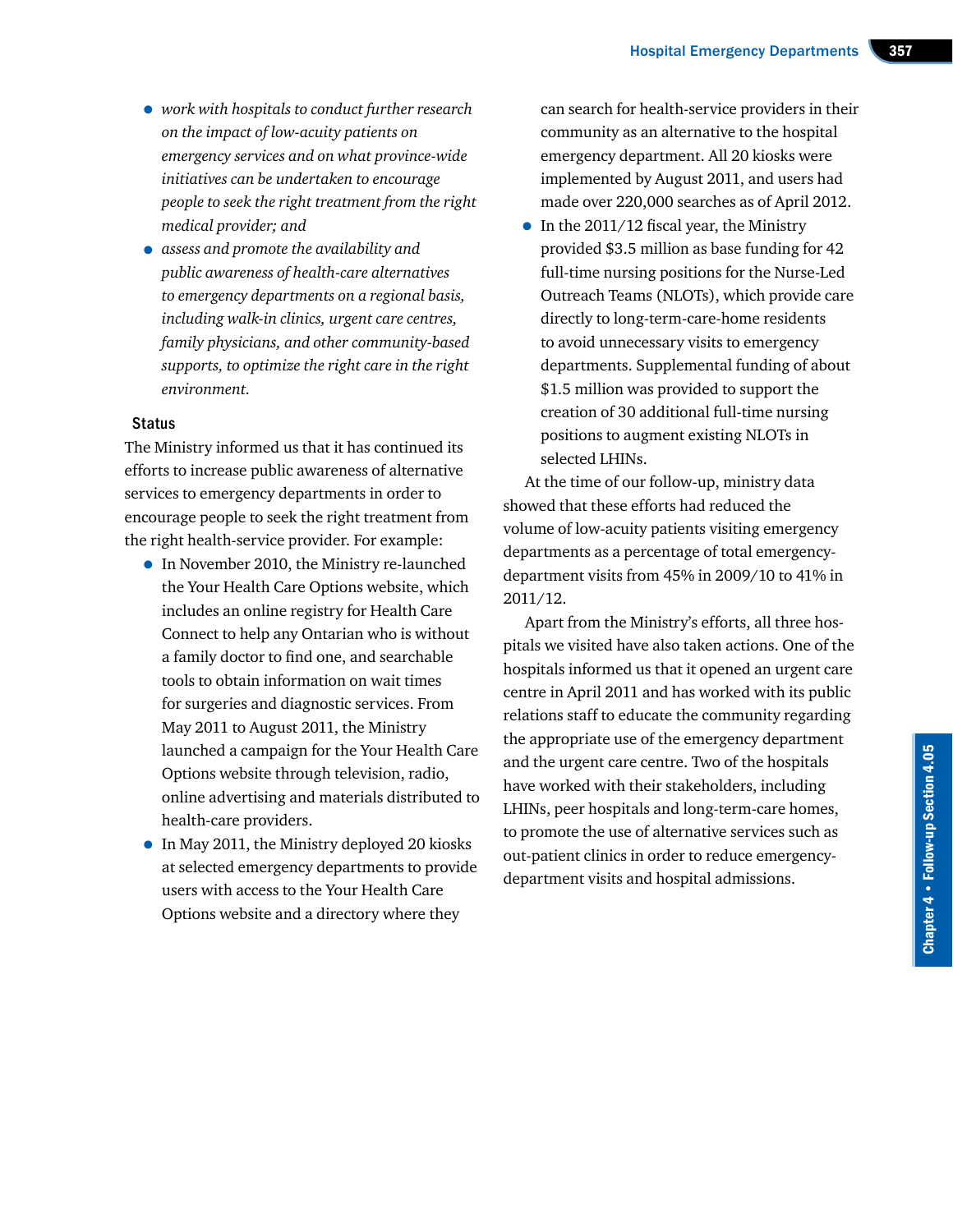- *work with hospitals to conduct further research on the impact of low-acuity patients on emergency services and on what province-wide initiatives can be undertaken to encourage people to seek the right treatment from the right medical provider; and*
- *assess and promote the availability and public awareness of health-care alternatives to emergency departments on a regional basis, including walk-in clinics, urgent care centres, family physicians, and other community-based supports, to optimize the right care in the right environment.*

### Status

The Ministry informed us that it has continued its efforts to increase public awareness of alternative services to emergency departments in order to encourage people to seek the right treatment from the right health-service provider. For example:

- In November 2010, the Ministry re-launched the Your Health Care Options website, which includes an online registry for Health Care Connect to help any Ontarian who is without a family doctor to find one, and searchable tools to obtain information on wait times for surgeries and diagnostic services. From May 2011 to August 2011, the Ministry launched a campaign for the Your Health Care Options website through television, radio, online advertising and materials distributed to health-care providers.
- In May 2011, the Ministry deployed 20 kiosks at selected emergency departments to provide users with access to the Your Health Care Options website and a directory where they can search for health-service providers in their community as an alternative to the hospital emergency department. All 20 kiosks were implemented by August 2011, and users had made over 220,000 searches as of April 2012.
- In the 2011/12 fiscal year, the Ministry provided $3.5 million as base funding for 42 full-time nursing positions for the Nurse-Led Outreach Teams (NLOTs), which provide care directly to long-term-care-home residents to avoid unnecessary visits to emergency departments. Supplemental funding of about $1.5 million was provided to support the creation of 30 additional full-time nursing positions to augment existing NLOTs in selected LHINs.

At the time of our follow-up, ministry data showed that these efforts had reduced the volume of low-acuity patients visiting emergency departments as a percentage of total emergency-department visits from 45% in 2009/10 to 41% in 2011/12.

Apart from the Ministry's efforts, all three hospitals we visited have also taken actions. One of the hospitals informed us that it opened an urgent care centre in April 2011 and has worked with its public relations staff to educate the community regarding the appropriate use of the emergency department and the urgent care centre. Two of the hospitals have worked with their stakeholders, including LHINs, peer hospitals and long-term-care homes, to promote the use of alternative services such as out-patient clinics in order to reduce emergency-department visits and hospital admissions.